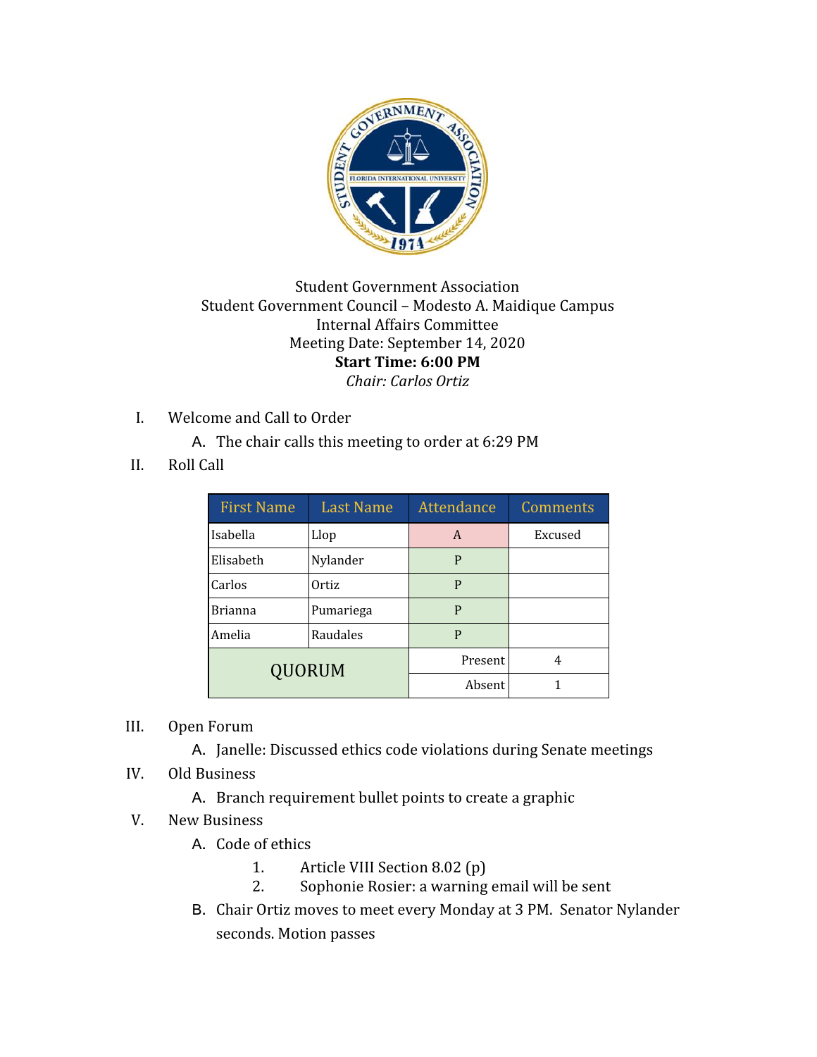Student Government Association
Student Government Council – Modesto A. Maidique Campus
Internal Affairs Committee
Meeting Date: September 14, 2020
**Start Time: 6:00 PM**
*Chair: Carlos Ortiz*

I. Welcome and Call to Order
   A. The chair calls this meeting to order at 6:29 PM

II. Roll Call

| First Name | Last Name | Attendance | Comments |
|---|---|---|---|
| Isabella | Llop | A | Excused |
| Elisabeth | Nylander | P | |
| Carlos | Ortiz | P | |
| Brianna | Pumariega | P | |
| Amelia | Raudales | P | |
| QUORUM | | Present | 4 |
| | | Absent | 1 |

III. Open Forum
   A. Janelle: Discussed ethics code violations during Senate meetings

IV. Old Business
   A. Branch requirement bullet points to create a graphic

V. New Business
   A. Code of ethics
      1. Article VIII Section 8.02 (p)
      2. Sophonie Rosier: a warning email will be sent
   B. Chair Ortiz moves to meet every Monday at 3 PM. Senator Nylander seconds. Motion passes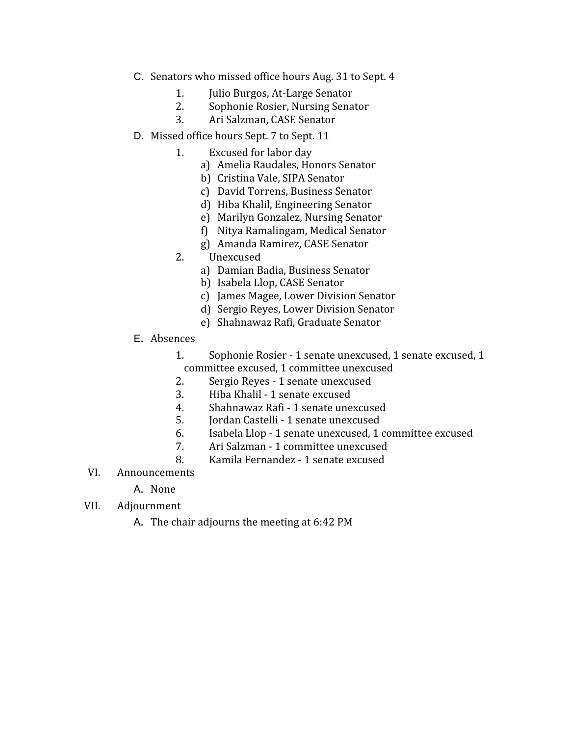C. Senators who missed office hours Aug. 31 to Sept. 4

1. Julio Burgos, At-Large Senator
2. Sophonie Rosier, Nursing Senator
3. Ari Salzman, CASE Senator

D. Missed office hours Sept. 7 to Sept. 11

1. Excused for labor day
   a) Amelia Raudales, Honors Senator
   b) Cristina Vale, SIPA Senator
   c) David Torrens, Business Senator
   d) Hiba Khalil, Engineering Senator
   e) Marilyn Gonzalez, Nursing Senator
   f) Nitya Ramalingam, Medical Senator
   g) Amanda Ramirez, CASE Senator
2. Unexcused
   a) Damian Badia, Business Senator
   b) Isabela Llop, CASE Senator
   c) James Magee, Lower Division Senator
   d) Sergio Reyes, Lower Division Senator
   e) Shahnawaz Rafi, Graduate Senator

E. Absences

1. Sophonie Rosier - 1 senate unexcused, 1 senate excused, 1 committee excused, 1 committee unexcused
2. Sergio Reyes - 1 senate unexcused
3. Hiba Khalil - 1 senate excused
4. Shahnawaz Rafi - 1 senate unexcused
5. Jordan Castelli - 1 senate unexcused
6. Isabela Llop - 1 senate unexcused, 1 committee excused
7. Ari Salzman - 1 committee unexcused
8. Kamila Fernandez - 1 senate excused

VI. Announcements

A. None

VII. Adjournment

A. The chair adjourns the meeting at 6:42 PM